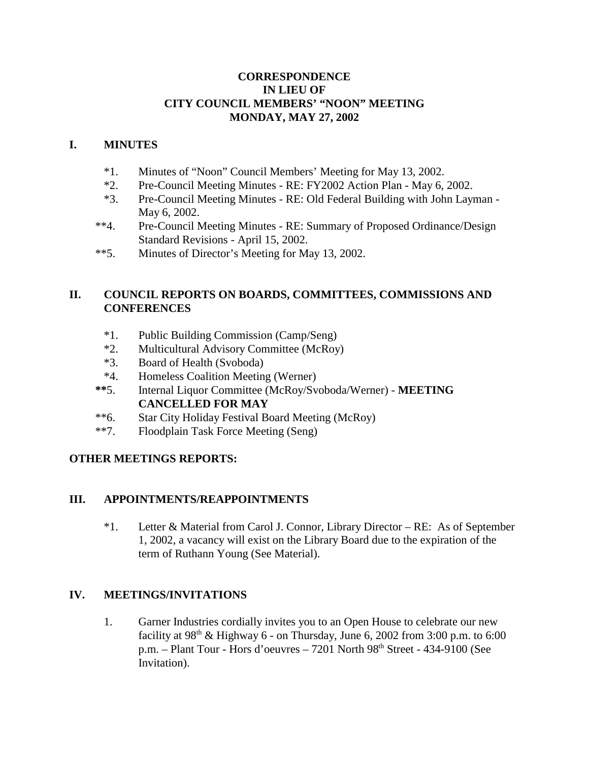**CORRESPONDENCE**
**IN LIEU OF**
**CITY COUNCIL MEMBERS' "NOON" MEETING**
**MONDAY, MAY 27, 2002**

## I. MINUTES

*1. Minutes of "Noon" Council Members' Meeting for May 13, 2002.

*2. Pre-Council Meeting Minutes - RE: FY2002 Action Plan - May 6, 2002.

*3. Pre-Council Meeting Minutes - RE: Old Federal Building with John Layman - May 6, 2002.

**4. Pre-Council Meeting Minutes - RE: Summary of Proposed Ordinance/Design Standard Revisions - April 15, 2002.

**5. Minutes of Director's Meeting for May 13, 2002.

## II. COUNCIL REPORTS ON BOARDS, COMMITTEES, COMMISSIONS AND CONFERENCES

*1. Public Building Commission (Camp/Seng)

*2. Multicultural Advisory Committee (McRoy)

*3. Board of Health (Svoboda)

*4. Homeless Coalition Meeting (Werner)

**5. Internal Liquor Committee (McRoy/Svoboda/Werner) - **MEETING CANCELLED FOR MAY**

**6. Star City Holiday Festival Board Meeting (McRoy)

**7. Floodplain Task Force Meeting (Seng)

**OTHER MEETINGS REPORTS:**

## III. APPOINTMENTS/REAPPOINTMENTS

*1. Letter & Material from Carol J. Connor, Library Director – RE: As of September 1, 2002, a vacancy will exist on the Library Board due to the expiration of the term of Ruthann Young (See Material).

## IV. MEETINGS/INVITATIONS

1. Garner Industries cordially invites you to an Open House to celebrate our new facility at 98th & Highway 6 - on Thursday, June 6, 2002 from 3:00 p.m. to 6:00 p.m. – Plant Tour - Hors d'oeuvres – 7201 North 98th Street - 434-9100 (See Invitation).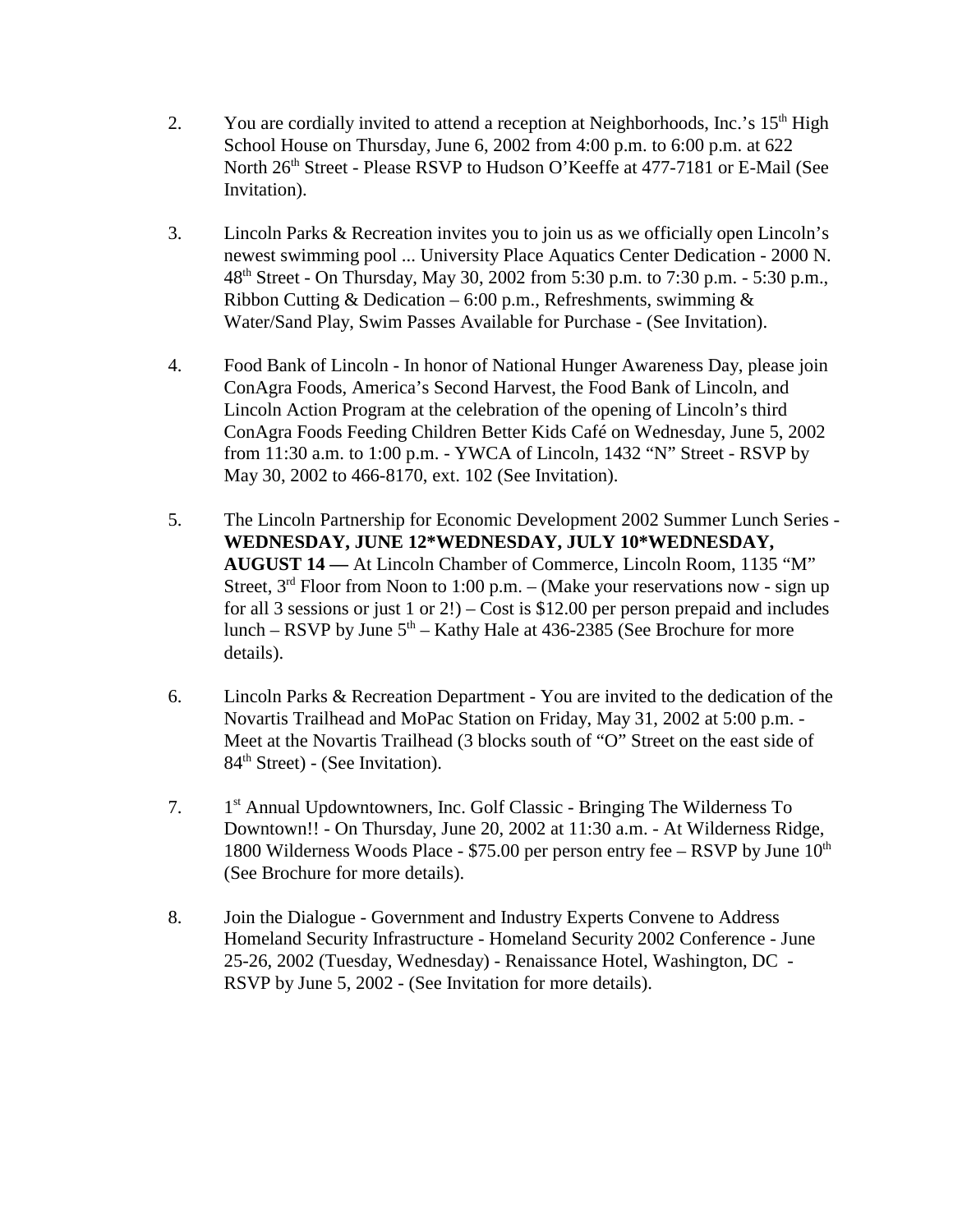2. You are cordially invited to attend a reception at Neighborhoods, Inc.'s 15th High School House on Thursday, June 6, 2002 from 4:00 p.m. to 6:00 p.m. at 622 North 26th Street - Please RSVP to Hudson O'Keeffe at 477-7181 or E-Mail (See Invitation).

3. Lincoln Parks & Recreation invites you to join us as we officially open Lincoln's newest swimming pool ... University Place Aquatics Center Dedication - 2000 N. 48th Street - On Thursday, May 30, 2002 from 5:30 p.m. to 7:30 p.m. - 5:30 p.m., Ribbon Cutting & Dedication – 6:00 p.m., Refreshments, swimming & Water/Sand Play, Swim Passes Available for Purchase - (See Invitation).

4. Food Bank of Lincoln - In honor of National Hunger Awareness Day, please join ConAgra Foods, America's Second Harvest, the Food Bank of Lincoln, and Lincoln Action Program at the celebration of the opening of Lincoln's third ConAgra Foods Feeding Children Better Kids Café on Wednesday, June 5, 2002 from 11:30 a.m. to 1:00 p.m. - YWCA of Lincoln, 1432 "N" Street - RSVP by May 30, 2002 to 466-8170, ext. 102 (See Invitation).

5. The Lincoln Partnership for Economic Development 2002 Summer Lunch Series - **WEDNESDAY, JUNE 12*WEDNESDAY, JULY 10*WEDNESDAY, AUGUST 14 —** At Lincoln Chamber of Commerce, Lincoln Room, 1135 "M" Street, 3rd Floor from Noon to 1:00 p.m. – (Make your reservations now - sign up for all 3 sessions or just 1 or 2!) – Cost is $12.00 per person prepaid and includes lunch – RSVP by June 5th – Kathy Hale at 436-2385 (See Brochure for more details).

6. Lincoln Parks & Recreation Department - You are invited to the dedication of the Novartis Trailhead and MoPac Station on Friday, May 31, 2002 at 5:00 p.m. - Meet at the Novartis Trailhead (3 blocks south of "O" Street on the east side of 84th Street) - (See Invitation).

7. 1st Annual Updowntowners, Inc. Golf Classic - Bringing The Wilderness To Downtown!! - On Thursday, June 20, 2002 at 11:30 a.m. - At Wilderness Ridge, 1800 Wilderness Woods Place - $75.00 per person entry fee – RSVP by June 10th (See Brochure for more details).

8. Join the Dialogue - Government and Industry Experts Convene to Address Homeland Security Infrastructure - Homeland Security 2002 Conference - June 25-26, 2002 (Tuesday, Wednesday) - Renaissance Hotel, Washington, DC - RSVP by June 5, 2002 - (See Invitation for more details).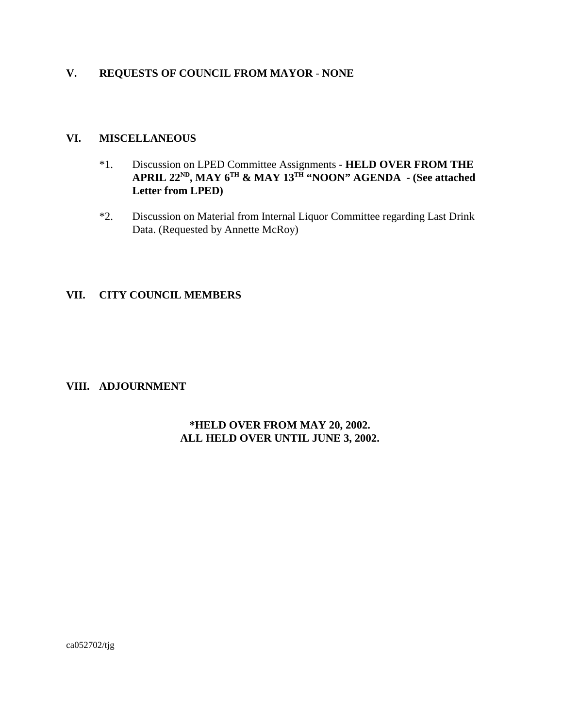## V. REQUESTS OF COUNCIL FROM MAYOR - NONE

## VI. MISCELLANEOUS

*1. Discussion on LPED Committee Assignments - **HELD OVER FROM THE APRIL 22$^{ND}$, MAY 6$^{TH}$ & MAY 13$^{TH}$ "NOON" AGENDA - (See attached Letter from LPED)**

*2. Discussion on Material from Internal Liquor Committee regarding Last Drink Data. (Requested by Annette McRoy)

## VII. CITY COUNCIL MEMBERS

## VIII. ADJOURNMENT

**\*HELD OVER FROM MAY 20, 2002.**
**ALL HELD OVER UNTIL JUNE 3, 2002.**

ca052702/tjg